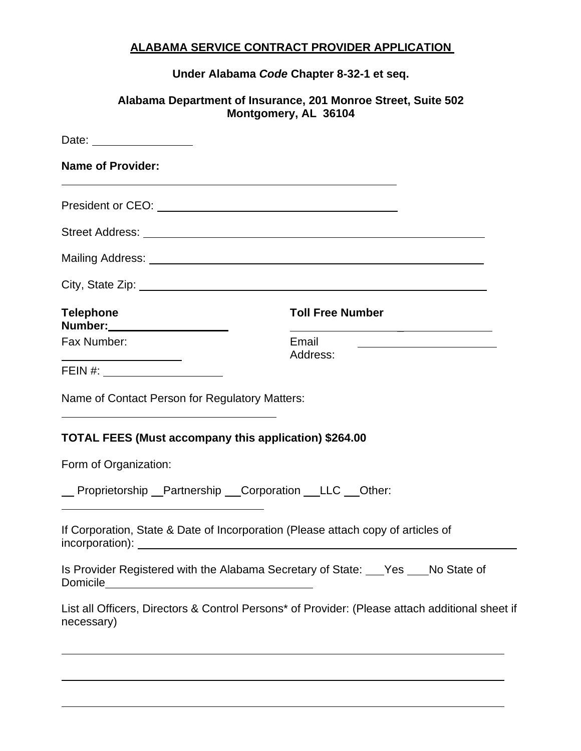# ALABAMA SERVICE CONTRACT PROVIDER APPLICATION

**Under Alabama *Code* Chapter 8-32-1 et seq.**

**Alabama Department of Insurance, 201 Monroe Street, Suite 502**
**Montgomery, AL 36104**

Date: ________________

**Name of Provider:**

______________________________________________________

President or CEO: ______________________________________

Street Address: ________________________________________________________

Mailing Address: _______________________________________________________

City, State Zip: _________________________________________________________

**Telephone Number:** ____________________

**Toll Free Number** ________________________________

Fax Number: ____________________

Email Address: ______________________

FEIN #: ____________________

Name of Contact Person for Regulatory Matters:

____________________________________

**TOTAL FEES (Must accompany this application) $264.00**

Form of Organization:

__ Proprietorship __Partnership ___Corporation ___LLC ___Other: ________________________________

If Corporation, State & Date of Incorporation (Please attach copy of articles of incorporation): ______________________________________________________________

Is Provider Registered with the Alabama Secretary of State: ___Yes ___No State of Domicile__________________________________

List all Officers, Directors & Control Persons* of Provider: (Please attach additional sheet if necessary)

______________________________________________________________________________

______________________________________________________________________________

______________________________________________________________________________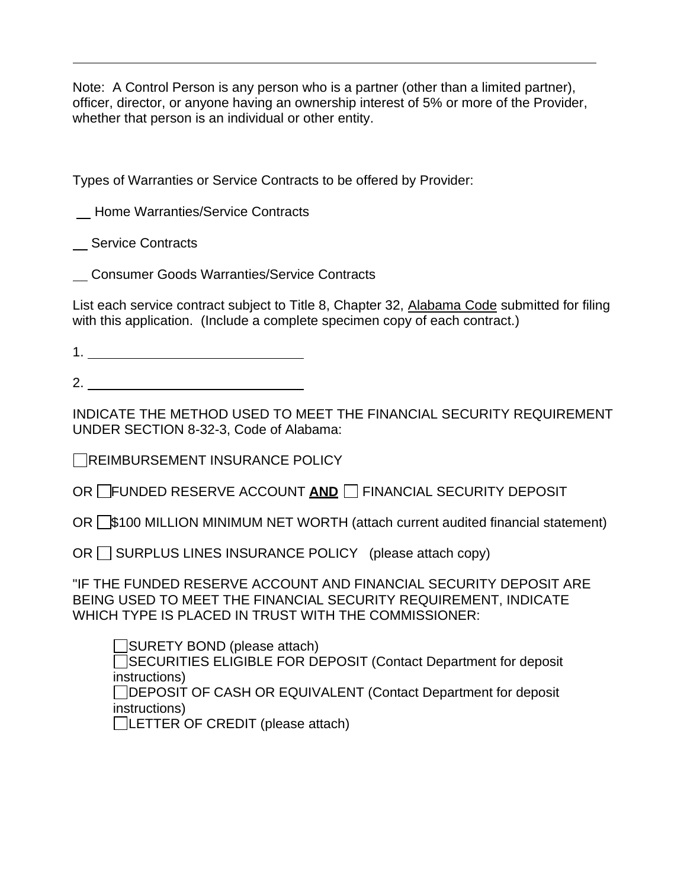---

Note: A Control Person is any person who is a partner (other than a limited partner), officer, director, or anyone having an ownership interest of 5% or more of the Provider, whether that person is an individual or other entity.

Types of Warranties or Service Contracts to be offered by Provider:

__ Home Warranties/Service Contracts

__ Service Contracts

__ Consumer Goods Warranties/Service Contracts

List each service contract subject to Title 8, Chapter 32, Alabama Code submitted for filing with this application. (Include a complete specimen copy of each contract.)

1. ______________________________

2. ______________________________

INDICATE THE METHOD USED TO MEET THE FINANCIAL SECURITY REQUIREMENT UNDER SECTION 8-32-3, Code of Alabama:

☐ REIMBURSEMENT INSURANCE POLICY

OR ☐ FUNDED RESERVE ACCOUNT **AND** ☐ FINANCIAL SECURITY DEPOSIT

OR ☐ $100 MILLION MINIMUM NET WORTH (attach current audited financial statement)

OR ☐ SURPLUS LINES INSURANCE POLICY (please attach copy)

"IF THE FUNDED RESERVE ACCOUNT AND FINANCIAL SECURITY DEPOSIT ARE BEING USED TO MEET THE FINANCIAL SECURITY REQUIREMENT, INDICATE WHICH TYPE IS PLACED IN TRUST WITH THE COMMISSIONER:

☐ SURETY BOND (please attach)
☐ SECURITIES ELIGIBLE FOR DEPOSIT (Contact Department for deposit instructions)
☐ DEPOSIT OF CASH OR EQUIVALENT (Contact Department for deposit instructions)
☐ LETTER OF CREDIT (please attach)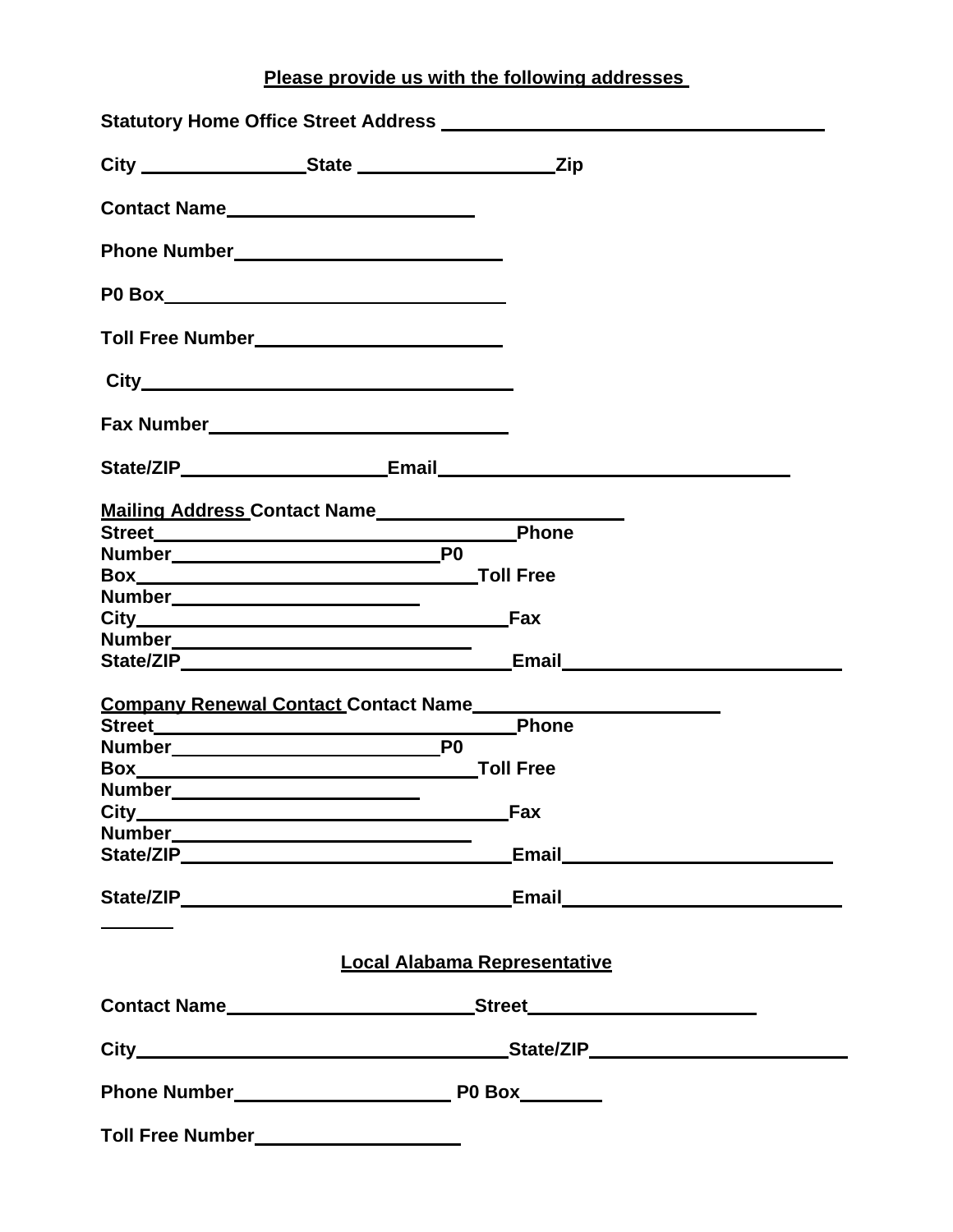**Please provide us with the following addresses**

**Statutory Home Office Street Address** ______________________________

**City** ______________ **State** ________________ **Zip**

**Contact Name** ____________________

**Phone Number** ______________________

**P0 Box** __________________________

**Toll Free Number** ____________________

**City** ____________________________

**Fax Number** ________________________

**State/ZIP** ________________ **Email** ____________________________

**Mailing Address Contact Name** ____________________
**Street** ______________________________ **Phone**
**Number** ______________________ **P0**
**Box** ____________________________ **Toll Free**
**Number** ____________________
**City** ______________________________ **Fax**
**Number** _________________________
**State/ZIP** ___________________________ **Email** ______________________

**Company Renewal Contact Contact Name** ____________________
**Street** ______________________________ **Phone**
**Number** ______________________ **P0**
**Box** ____________________________ **Toll Free**
**Number** ____________________
**City** ______________________________ **Fax**
**Number** _________________________
**State/ZIP** ___________________________ **Email** ______________________

**State/ZIP** ___________________________ **Email** ______________________

_______

**Local Alabama Representative**

**Contact Name** ____________________ **Street** __________________

**City** ______________________________ **State/ZIP** ____________________

**Phone Number** __________________ **P0 Box** _______

**Toll Free Number** ________________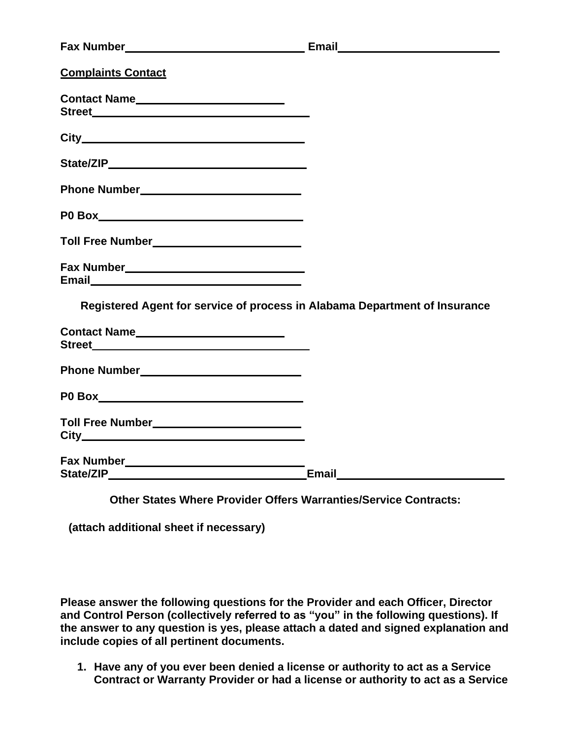**Fax Number\_\_\_\_\_\_\_\_\_\_\_\_\_\_\_\_\_\_\_\_\_\_\_\_\_\_\_\_ Email\_\_\_\_\_\_\_\_\_\_\_\_\_\_\_\_\_\_\_\_\_\_\_\_\_\_**

**<u>Complaints Contact</u>**

**Contact Name\_\_\_\_\_\_\_\_\_\_\_\_\_\_\_\_\_\_\_\_\_\_\_\_**
**Street\_\_\_\_\_\_\_\_\_\_\_\_\_\_\_\_\_\_\_\_\_\_\_\_\_\_\_\_\_\_\_\_\_\_\_\_**

**City\_\_\_\_\_\_\_\_\_\_\_\_\_\_\_\_\_\_\_\_\_\_\_\_\_\_\_\_\_\_\_\_\_\_\_\_\_**

**State/ZIP\_\_\_\_\_\_\_\_\_\_\_\_\_\_\_\_\_\_\_\_\_\_\_\_\_\_\_\_\_\_\_\_\_**

**Phone Number\_\_\_\_\_\_\_\_\_\_\_\_\_\_\_\_\_\_\_\_\_\_\_\_\_\_**

**P0 Box\_\_\_\_\_\_\_\_\_\_\_\_\_\_\_\_\_\_\_\_\_\_\_\_\_\_\_\_\_\_\_\_\_\_**

**Toll Free Number\_\_\_\_\_\_\_\_\_\_\_\_\_\_\_\_\_\_\_\_\_\_\_\_\_**

**Fax Number\_\_\_\_\_\_\_\_\_\_\_\_\_\_\_\_\_\_\_\_\_\_\_\_\_\_\_\_**
**Email\_\_\_\_\_\_\_\_\_\_\_\_\_\_\_\_\_\_\_\_\_\_\_\_\_\_\_\_\_\_\_\_\_\_\_**

**Registered Agent for service of process in Alabama Department of Insurance**

**Contact Name\_\_\_\_\_\_\_\_\_\_\_\_\_\_\_\_\_\_\_\_\_\_\_\_**
**Street\_\_\_\_\_\_\_\_\_\_\_\_\_\_\_\_\_\_\_\_\_\_\_\_\_\_\_\_\_\_\_\_\_\_\_\_**

**Phone Number\_\_\_\_\_\_\_\_\_\_\_\_\_\_\_\_\_\_\_\_\_\_\_\_\_\_**

**P0 Box\_\_\_\_\_\_\_\_\_\_\_\_\_\_\_\_\_\_\_\_\_\_\_\_\_\_\_\_\_\_\_\_\_\_**

**Toll Free Number\_\_\_\_\_\_\_\_\_\_\_\_\_\_\_\_\_\_\_\_\_\_\_\_\_**
**City\_\_\_\_\_\_\_\_\_\_\_\_\_\_\_\_\_\_\_\_\_\_\_\_\_\_\_\_\_\_\_\_\_\_\_\_\_**

**Fax Number\_\_\_\_\_\_\_\_\_\_\_\_\_\_\_\_\_\_\_\_\_\_\_\_\_\_\_\_**
**State/ZIP\_\_\_\_\_\_\_\_\_\_\_\_\_\_\_\_\_\_\_\_\_\_\_\_\_\_\_\_\_\_\_\_\_Email\_\_\_\_\_\_\_\_\_\_\_\_\_\_\_\_\_\_\_\_\_\_\_\_\_\_\_**

**Other States Where Provider Offers Warranties/Service Contracts:**

**(attach additional sheet if necessary)**

**Please answer the following questions for the Provider and each Officer, Director and Control Person (collectively referred to as "you" in the following questions). If the answer to any question is yes, please attach a dated and signed explanation and include copies of all pertinent documents.**

1. **Have any of you ever been denied a license or authority to act as a Service Contract or Warranty Provider or had a license or authority to act as a Service**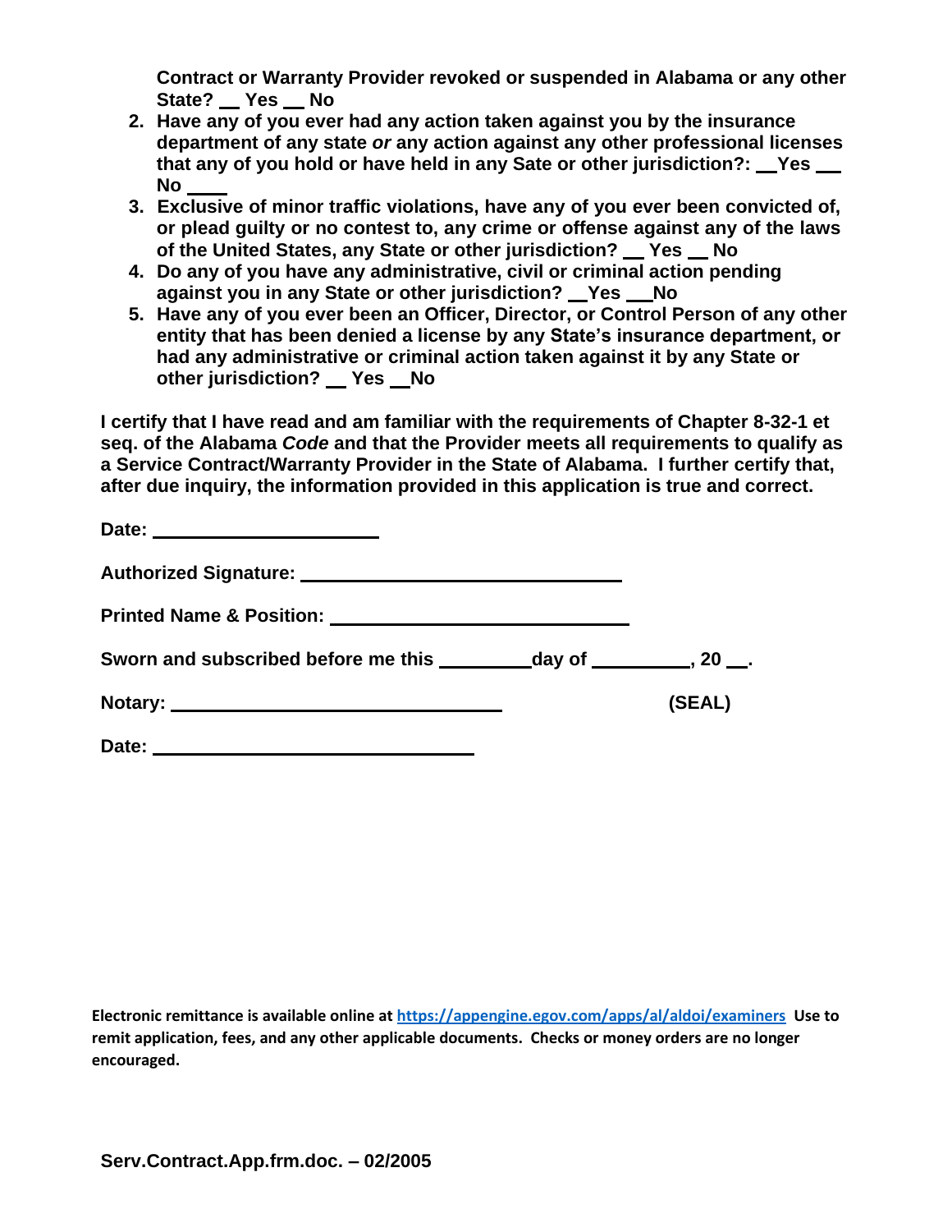Contract or Warranty Provider revoked or suspended in Alabama or any other State? __ Yes __ No

2. **Have any of you ever had any action taken against you by the insurance department of any state *or* any action against any other professional licenses that any of you hold or have held in any Sate or other jurisdiction?: __Yes __ No ____**
3. **Exclusive of minor traffic violations, have any of you ever been convicted of, or plead guilty or no contest to, any crime or offense against any of the laws of the United States, any State or other jurisdiction? __ Yes __ No**
4. **Do any of you have any administrative, civil or criminal action pending against you in any State or other jurisdiction? __Yes ___No**
5. **Have any of you ever been an Officer, Director, or Control Person of any other entity that has been denied a license by any State's insurance department, or had any administrative or criminal action taken against it by any State or other jurisdiction? __ Yes __No**

**I certify that I have read and am familiar with the requirements of Chapter 8-32-1 et seq. of the Alabama *Code* and that the Provider meets all requirements to qualify as a Service Contract/Warranty Provider in the State of Alabama. I further certify that, after due inquiry, the information provided in this application is true and correct.**

**Date:** ______________________

**Authorized Signature:** ________________________________

**Printed Name & Position:** ______________________________

**Sworn and subscribed before me this _________day of _________, 20 __.**

**Notary:** ________________________________ **(SEAL)**

**Date:** ________________________________

**Electronic remittance is available online at https://appengine.egov.com/apps/al/aldoi/examiners Use to remit application, fees, and any other applicable documents. Checks or money orders are no longer encouraged.**

**Serv.Contract.App.frm.doc. – 02/2005**